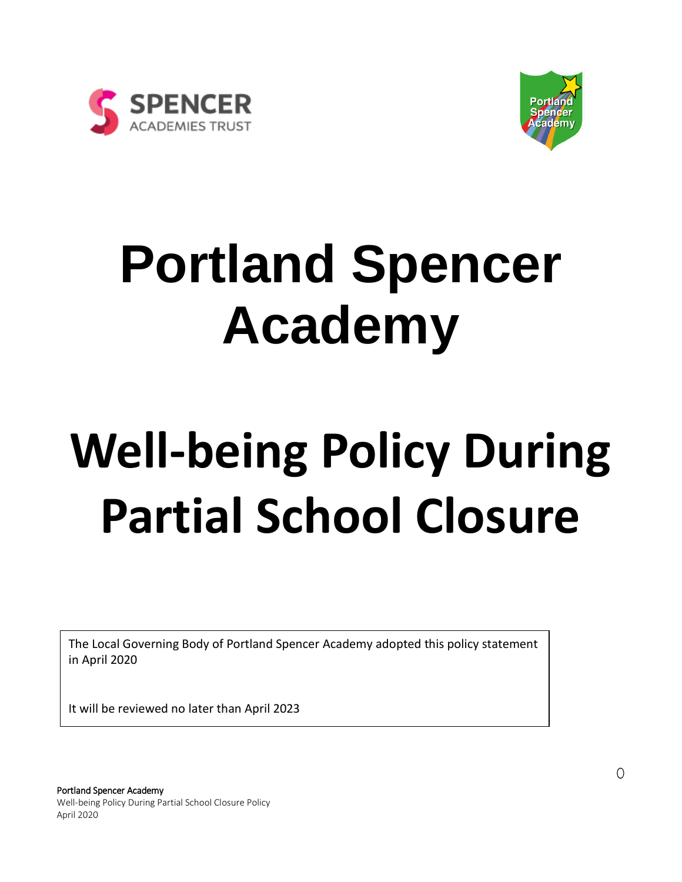# Portland Spencer Academy

# Well-being Policy During Partial School Closure

The Local Governing Body of Portland Spencer Academy adopted this policy statement in April 2020

It will be reviewed no later than April 2023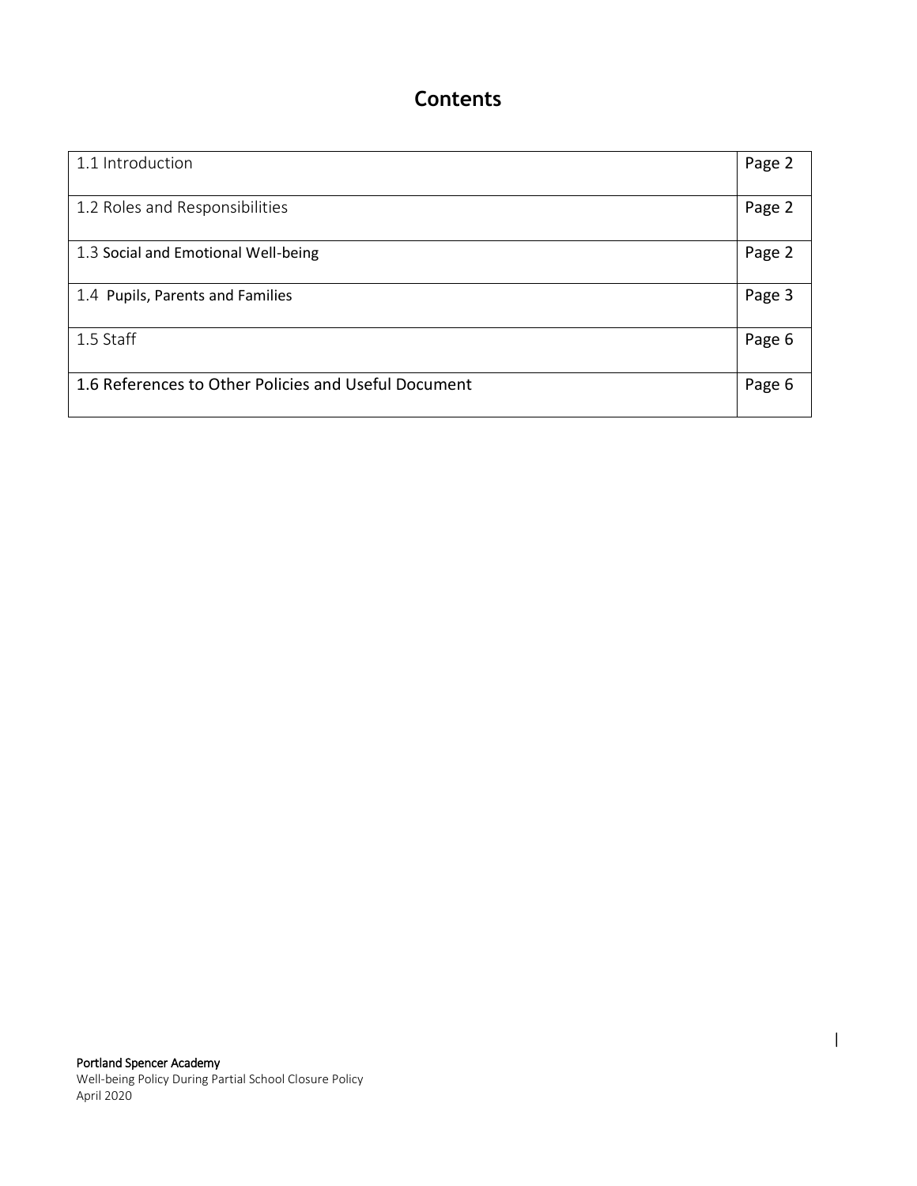# Contents

| | |
|---|---|
| 1.1 Introduction | Page 2 |
| 1.2 Roles and Responsibilities | Page 2 |
| 1.3 Social and Emotional Well-being | Page 2 |
| 1.4 Pupils, Parents and Families | Page 3 |
| 1.5 Staff | Page 6 |
| 1.6 References to Other Policies and Useful Document | Page 6 |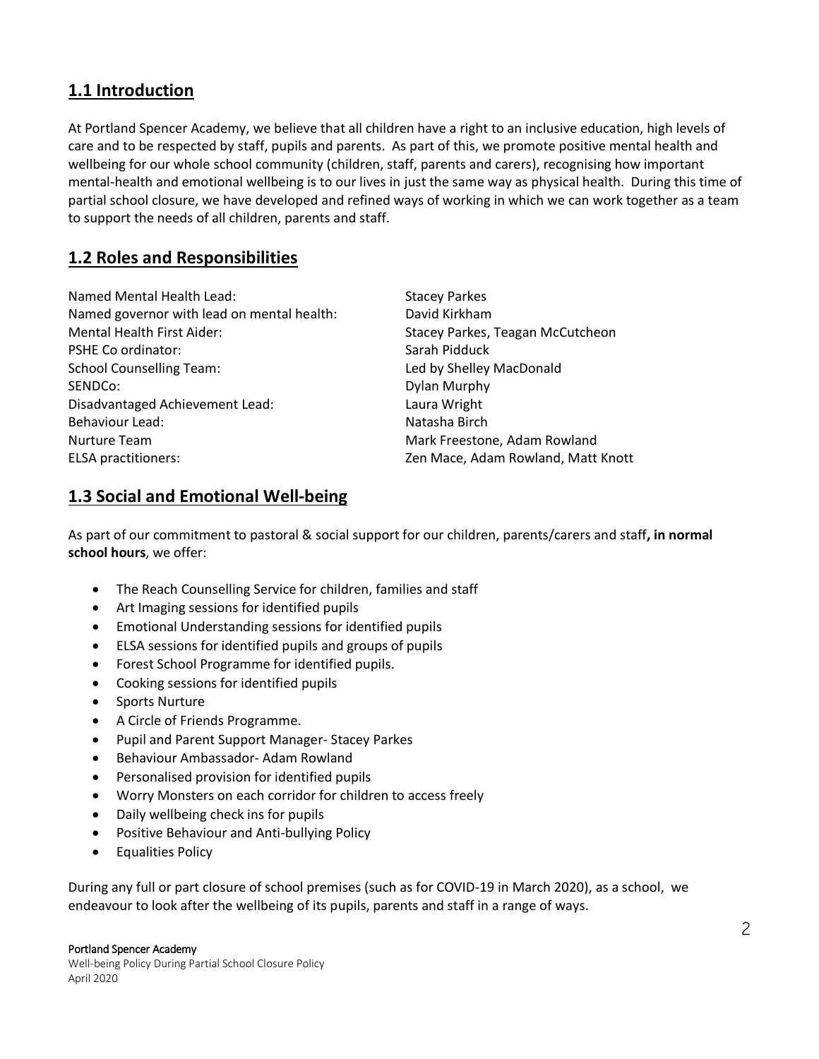## 1.1 Introduction

At Portland Spencer Academy, we believe that all children have a right to an inclusive education, high levels of care and to be respected by staff, pupils and parents. As part of this, we promote positive mental health and wellbeing for our whole school community (children, staff, parents and carers), recognising how important mental-health and emotional wellbeing is to our lives in just the same way as physical health. During this time of partial school closure, we have developed and refined ways of working in which we can work together as a team to support the needs of all children, parents and staff.

## 1.2 Roles and Responsibilities

| | |
|---|---|
| Named Mental Health Lead: | Stacey Parkes |
| Named governor with lead on mental health: | David Kirkham |
| Mental Health First Aider: | Stacey Parkes, Teagan McCutcheon |
| PSHE Co ordinator: | Sarah Pidduck |
| School Counselling Team: | Led by Shelley MacDonald |
| SENDCo: | Dylan Murphy |
| Disadvantaged Achievement Lead: | Laura Wright |
| Behaviour Lead: | Natasha Birch |
| Nurture Team | Mark Freestone, Adam Rowland |
| ELSA practitioners: | Zen Mace, Adam Rowland, Matt Knott |

## 1.3 Social and Emotional Well-being

As part of our commitment to pastoral & social support for our children, parents/carers and staff**, in normal school hours**, we offer:

- The Reach Counselling Service for children, families and staff
- Art Imaging sessions for identified pupils
- Emotional Understanding sessions for identified pupils
- ELSA sessions for identified pupils and groups of pupils
- Forest School Programme for identified pupils.
- Cooking sessions for identified pupils
- Sports Nurture
- A Circle of Friends Programme.
- Pupil and Parent Support Manager- Stacey Parkes
- Behaviour Ambassador- Adam Rowland
- Personalised provision for identified pupils
- Worry Monsters on each corridor for children to access freely
- Daily wellbeing check ins for pupils
- Positive Behaviour and Anti-bullying Policy
- Equalities Policy

During any full or part closure of school premises (such as for COVID-19 in March 2020), as a school, we endeavour to look after the wellbeing of its pupils, parents and staff in a range of ways.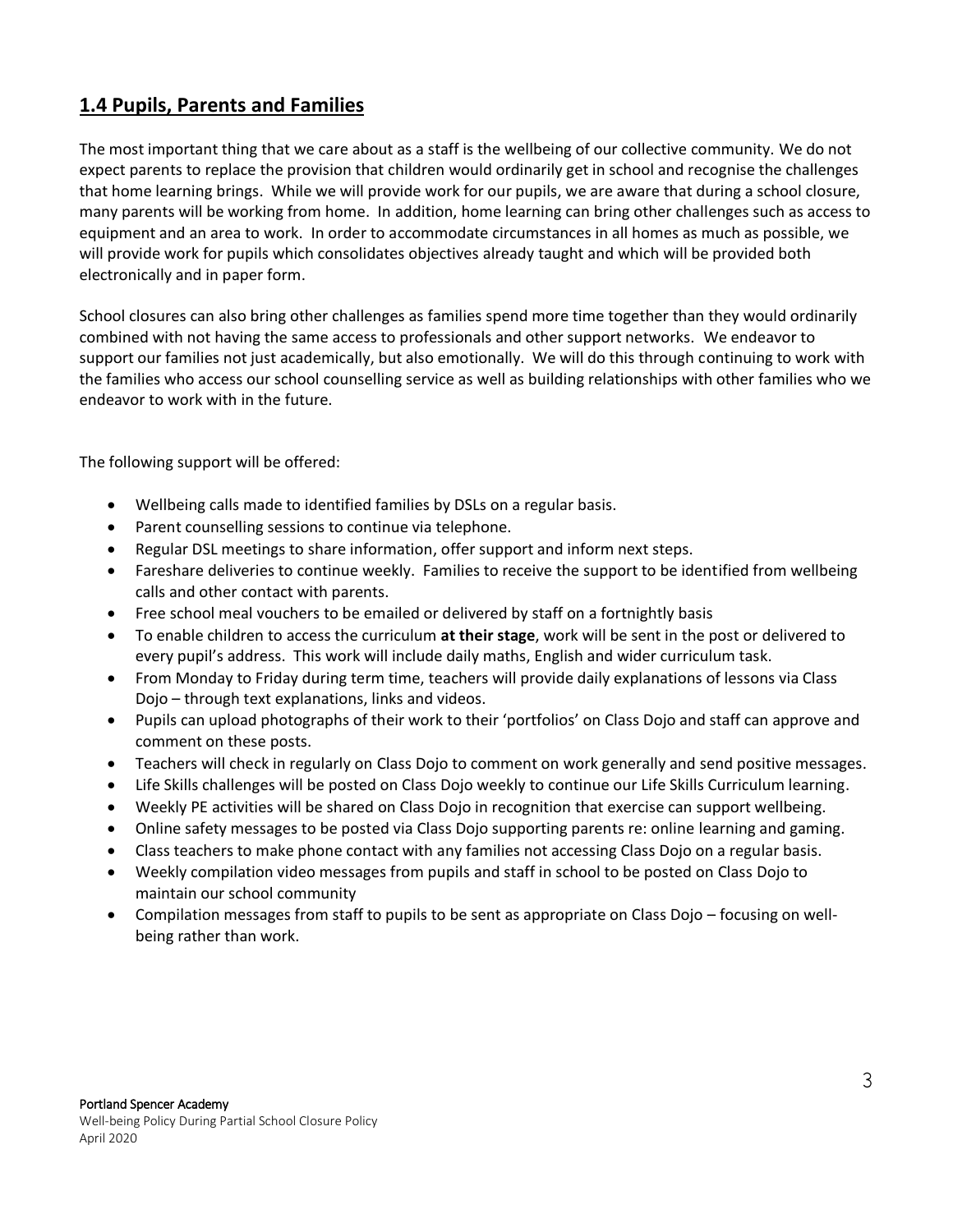## 1.4 Pupils, Parents and Families

The most important thing that we care about as a staff is the wellbeing of our collective community. We do not expect parents to replace the provision that children would ordinarily get in school and recognise the challenges that home learning brings. While we will provide work for our pupils, we are aware that during a school closure, many parents will be working from home. In addition, home learning can bring other challenges such as access to equipment and an area to work. In order to accommodate circumstances in all homes as much as possible, we will provide work for pupils which consolidates objectives already taught and which will be provided both electronically and in paper form.

School closures can also bring other challenges as families spend more time together than they would ordinarily combined with not having the same access to professionals and other support networks. We endeavor to support our families not just academically, but also emotionally. We will do this through continuing to work with the families who access our school counselling service as well as building relationships with other families who we endeavor to work with in the future.

The following support will be offered:

- Wellbeing calls made to identified families by DSLs on a regular basis.
- Parent counselling sessions to continue via telephone.
- Regular DSL meetings to share information, offer support and inform next steps.
- Fareshare deliveries to continue weekly. Families to receive the support to be identified from wellbeing calls and other contact with parents.
- Free school meal vouchers to be emailed or delivered by staff on a fortnightly basis
- To enable children to access the curriculum **at their stage**, work will be sent in the post or delivered to every pupil's address. This work will include daily maths, English and wider curriculum task.
- From Monday to Friday during term time, teachers will provide daily explanations of lessons via Class Dojo – through text explanations, links and videos.
- Pupils can upload photographs of their work to their 'portfolios' on Class Dojo and staff can approve and comment on these posts.
- Teachers will check in regularly on Class Dojo to comment on work generally and send positive messages.
- Life Skills challenges will be posted on Class Dojo weekly to continue our Life Skills Curriculum learning.
- Weekly PE activities will be shared on Class Dojo in recognition that exercise can support wellbeing.
- Online safety messages to be posted via Class Dojo supporting parents re: online learning and gaming.
- Class teachers to make phone contact with any families not accessing Class Dojo on a regular basis.
- Weekly compilation video messages from pupils and staff in school to be posted on Class Dojo to maintain our school community
- Compilation messages from staff to pupils to be sent as appropriate on Class Dojo – focusing on well-being rather than work.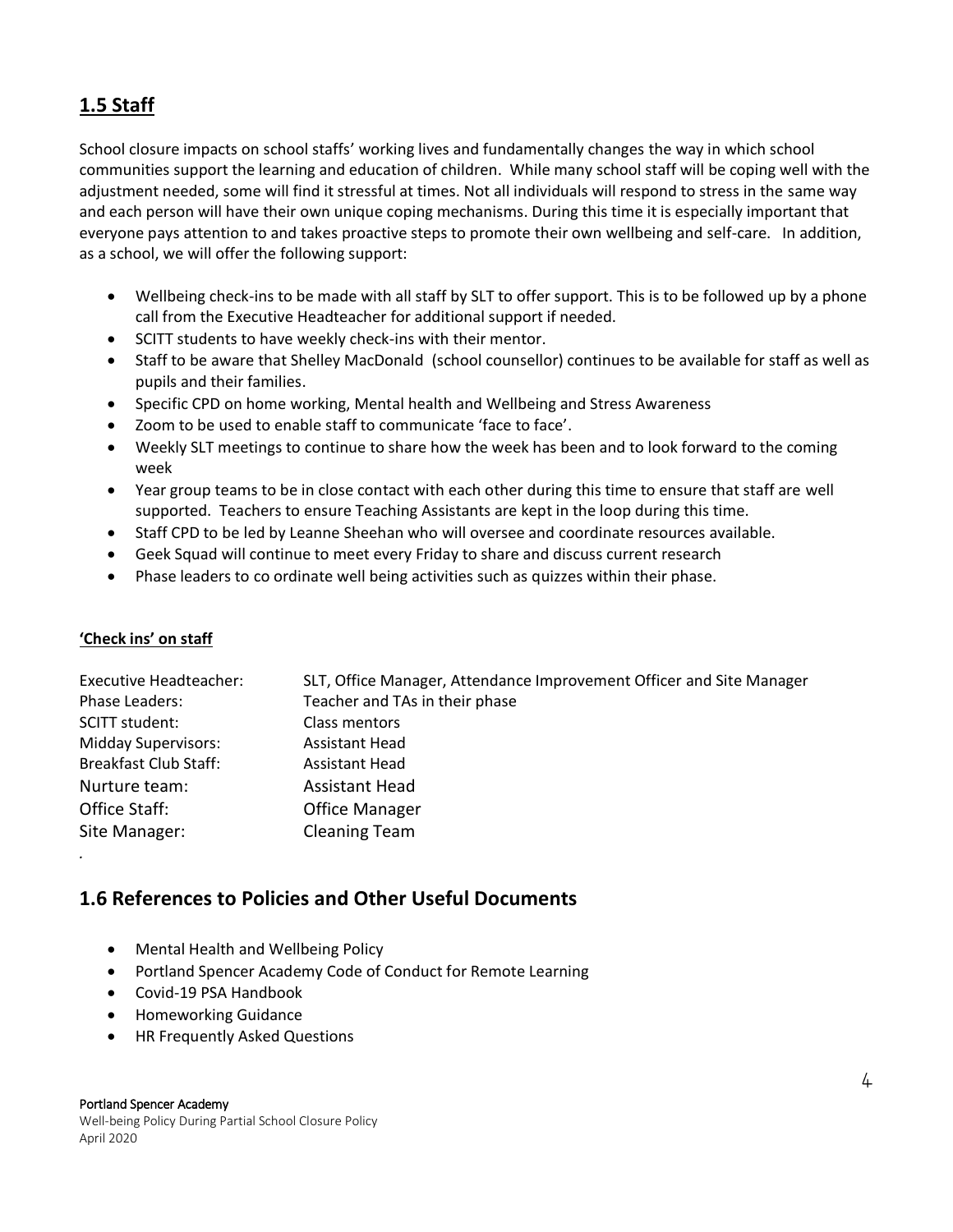## 1.5 Staff

School closure impacts on school staffs' working lives and fundamentally changes the way in which school communities support the learning and education of children. While many school staff will be coping well with the adjustment needed, some will find it stressful at times. Not all individuals will respond to stress in the same way and each person will have their own unique coping mechanisms. During this time it is especially important that everyone pays attention to and takes proactive steps to promote their own wellbeing and self-care. In addition, as a school, we will offer the following support:

- Wellbeing check-ins to be made with all staff by SLT to offer support. This is to be followed up by a phone call from the Executive Headteacher for additional support if needed.
- SCITT students to have weekly check-ins with their mentor.
- Staff to be aware that Shelley MacDonald (school counsellor) continues to be available for staff as well as pupils and their families.
- Specific CPD on home working, Mental health and Wellbeing and Stress Awareness
- Zoom to be used to enable staff to communicate 'face to face'.
- Weekly SLT meetings to continue to share how the week has been and to look forward to the coming week
- Year group teams to be in close contact with each other during this time to ensure that staff are well supported. Teachers to ensure Teaching Assistants are kept in the loop during this time.
- Staff CPD to be led by Leanne Sheehan who will oversee and coordinate resources available.
- Geek Squad will continue to meet every Friday to share and discuss current research
- Phase leaders to co ordinate well being activities such as quizzes within their phase.

**'Check ins' on staff**

| | |
|---|---|
| Executive Headteacher: | SLT, Office Manager, Attendance Improvement Officer and Site Manager |
| Phase Leaders: | Teacher and TAs in their phase |
| SCITT student: | Class mentors |
| Midday Supervisors: | Assistant Head |
| Breakfast Club Staff: | Assistant Head |
| Nurture team: | Assistant Head |
| Office Staff: | Office Manager |
| Site Manager: | Cleaning Team |

## 1.6 References to Policies and Other Useful Documents

- Mental Health and Wellbeing Policy
- Portland Spencer Academy Code of Conduct for Remote Learning
- Covid-19 PSA Handbook
- Homeworking Guidance
- HR Frequently Asked Questions